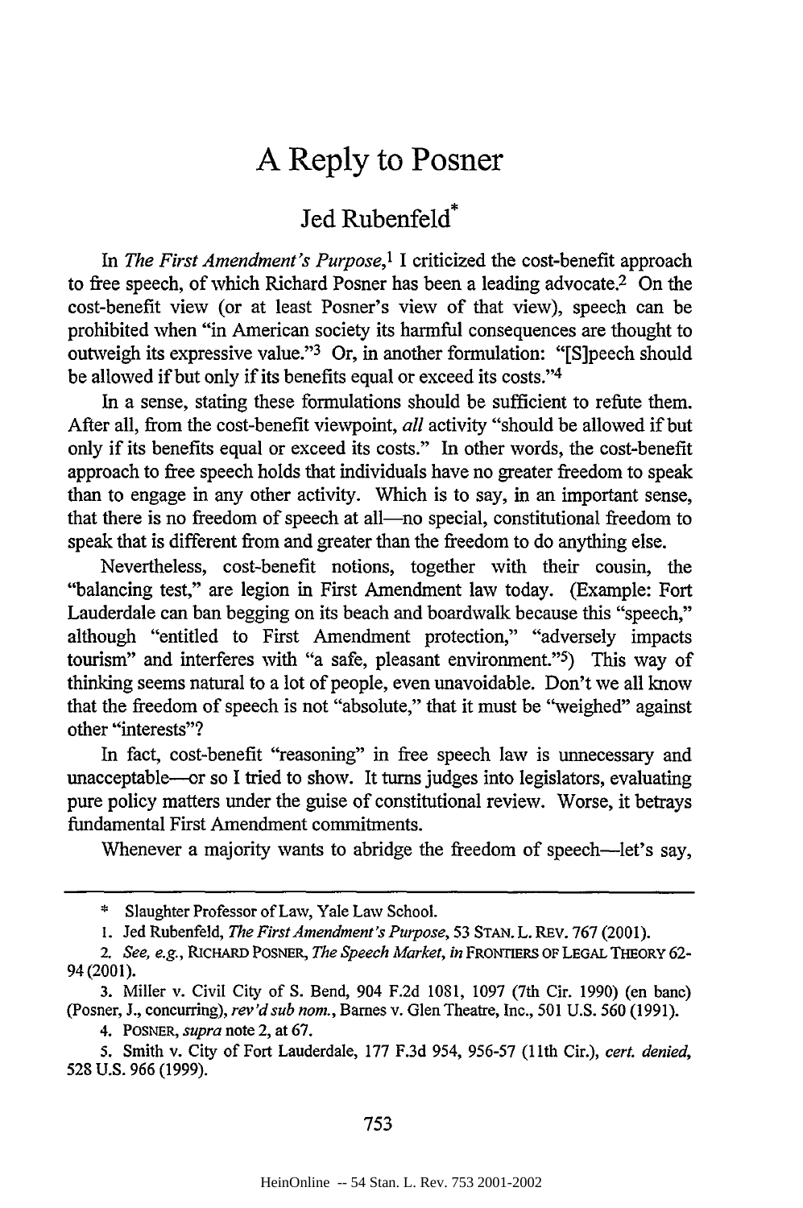# A Reply to Posner

## Jed Rubenfeld*

In *The First Amendment's Purpose*,[1] I criticized the cost-benefit approach to free speech, of which Richard Posner has been a leading advocate.[2] On the cost-benefit view (or at least Posner's view of that view), speech can be prohibited when "in American society its harmful consequences are thought to outweigh its expressive value."[3] Or, in another formulation: "[S]peech should be allowed if but only if its benefits equal or exceed its costs."[4]

In a sense, stating these formulations should be sufficient to refute them. After all, from the cost-benefit viewpoint, *all* activity "should be allowed if but only if its benefits equal or exceed its costs." In other words, the cost-benefit approach to free speech holds that individuals have no greater freedom to speak than to engage in any other activity. Which is to say, in an important sense, that there is no freedom of speech at all—no special, constitutional freedom to speak that is different from and greater than the freedom to do anything else.

Nevertheless, cost-benefit notions, together with their cousin, the "balancing test," are legion in First Amendment law today. (Example: Fort Lauderdale can ban begging on its beach and boardwalk because this "speech," although "entitled to First Amendment protection," "adversely impacts tourism" and interferes with "a safe, pleasant environment."[5]) This way of thinking seems natural to a lot of people, even unavoidable. Don't we all know that the freedom of speech is not "absolute," that it must be "weighed" against other "interests"?

In fact, cost-benefit "reasoning" in free speech law is unnecessary and unacceptable—or so I tried to show. It turns judges into legislators, evaluating pure policy matters under the guise of constitutional review. Worse, it betrays fundamental First Amendment commitments.

Whenever a majority wants to abridge the freedom of speech—let's say,

---

\* Slaughter Professor of Law, Yale Law School.

1. Jed Rubenfeld, *The First Amendment's Purpose*, 53 STAN. L. REV. 767 (2001).

2. *See, e.g.*, RICHARD POSNER, *The Speech Market*, *in* FRONTIERS OF LEGAL THEORY 62-94 (2001).

3. Miller v. Civil City of S. Bend, 904 F.2d 1081, 1097 (7th Cir. 1990) (en banc) (Posner, J., concurring), *rev'd sub nom.*, Barnes v. Glen Theatre, Inc., 501 U.S. 560 (1991).

4. POSNER, *supra* note 2, at 67.

5. Smith v. City of Fort Lauderdale, 177 F.3d 954, 956-57 (11th Cir.), *cert. denied*, 528 U.S. 966 (1999).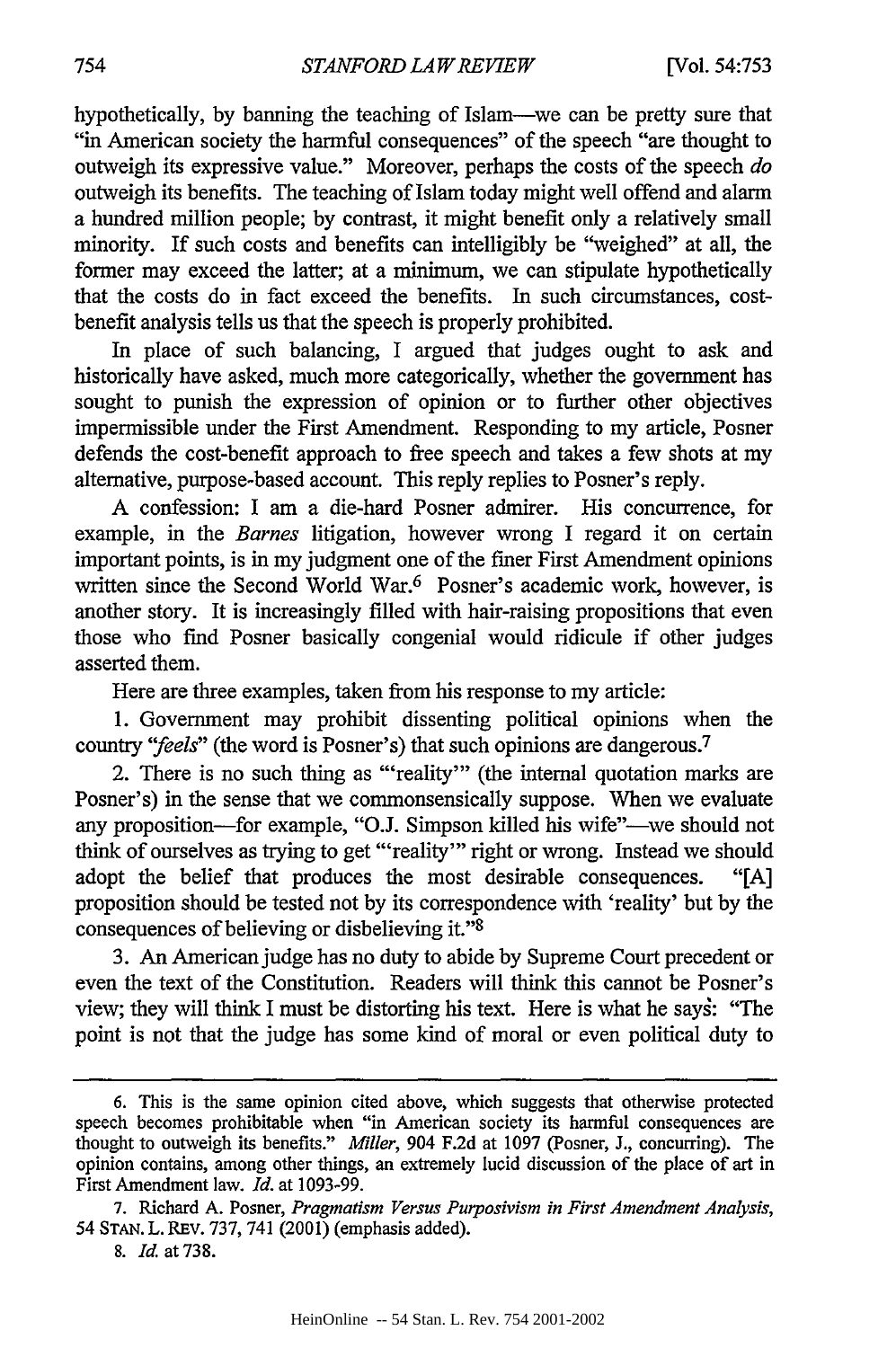hypothetically, by banning the teaching of Islam—we can be pretty sure that "in American society the harmful consequences" of the speech "are thought to outweigh its expressive value." Moreover, perhaps the costs of the speech *do* outweigh its benefits. The teaching of Islam today might well offend and alarm a hundred million people; by contrast, it might benefit only a relatively small minority. If such costs and benefits can intelligibly be "weighed" at all, the former may exceed the latter; at a minimum, we can stipulate hypothetically that the costs do in fact exceed the benefits. In such circumstances, cost-benefit analysis tells us that the speech is properly prohibited.

In place of such balancing, I argued that judges ought to ask and historically have asked, much more categorically, whether the government has sought to punish the expression of opinion or to further other objectives impermissible under the First Amendment. Responding to my article, Posner defends the cost-benefit approach to free speech and takes a few shots at my alternative, purpose-based account. This reply replies to Posner's reply.

A confession: I am a die-hard Posner admirer. His concurrence, for example, in the *Barnes* litigation, however wrong I regard it on certain important points, is in my judgment one of the finer First Amendment opinions written since the Second World War.[6] Posner's academic work, however, is another story. It is increasingly filled with hair-raising propositions that even those who find Posner basically congenial would ridicule if other judges asserted them.

Here are three examples, taken from his response to my article:

1. Government may prohibit dissenting political opinions when the country "*feels*" (the word is Posner's) that such opinions are dangerous.[7]

2. There is no such thing as "'reality'" (the internal quotation marks are Posner's) in the sense that we commonsensically suppose. When we evaluate any proposition—for example, "O.J. Simpson killed his wife"—we should not think of ourselves as trying to get "'reality'" right or wrong. Instead we should adopt the belief that produces the most desirable consequences. "[A] proposition should be tested not by its correspondence with 'reality' but by the consequences of believing or disbelieving it."[8]

3. An American judge has no duty to abide by Supreme Court precedent or even the text of the Constitution. Readers will think this cannot be Posner's view; they will think I must be distorting his text. Here is what he says: "The point is not that the judge has some kind of moral or even political duty to

---

6. This is the same opinion cited above, which suggests that otherwise protected speech becomes prohibitable when "in American society its harmful consequences are thought to outweigh its benefits." *Miller*, 904 F.2d at 1097 (Posner, J., concurring). The opinion contains, among other things, an extremely lucid discussion of the place of art in First Amendment law. *Id.* at 1093-99.

7. Richard A. Posner, *Pragmatism Versus Purposivism in First Amendment Analysis*, 54 STAN. L. REV. 737, 741 (2001) (emphasis added).

8. *Id.* at 738.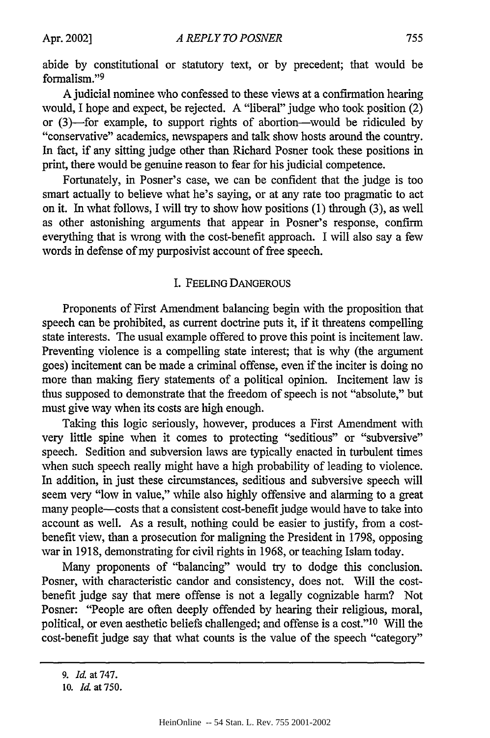abide by constitutional or statutory text, or by precedent; that would be formalism."[9]

A judicial nominee who confessed to these views at a confirmation hearing would, I hope and expect, be rejected. A "liberal" judge who took position (2) or (3)—for example, to support rights of abortion—would be ridiculed by "conservative" academics, newspapers and talk show hosts around the country. In fact, if any sitting judge other than Richard Posner took these positions in print, there would be genuine reason to fear for his judicial competence.

Fortunately, in Posner's case, we can be confident that the judge is too smart actually to believe what he's saying, or at any rate too pragmatic to act on it. In what follows, I will try to show how positions (1) through (3), as well as other astonishing arguments that appear in Posner's response, confirm everything that is wrong with the cost-benefit approach. I will also say a few words in defense of my purposivist account of free speech.

## I. FEELING DANGEROUS

Proponents of First Amendment balancing begin with the proposition that speech can be prohibited, as current doctrine puts it, if it threatens compelling state interests. The usual example offered to prove this point is incitement law. Preventing violence is a compelling state interest; that is why (the argument goes) incitement can be made a criminal offense, even if the inciter is doing no more than making fiery statements of a political opinion. Incitement law is thus supposed to demonstrate that the freedom of speech is not "absolute," but must give way when its costs are high enough.

Taking this logic seriously, however, produces a First Amendment with very little spine when it comes to protecting "seditious" or "subversive" speech. Sedition and subversion laws are typically enacted in turbulent times when such speech really might have a high probability of leading to violence. In addition, in just these circumstances, seditious and subversive speech will seem very "low in value," while also highly offensive and alarming to a great many people—costs that a consistent cost-benefit judge would have to take into account as well. As a result, nothing could be easier to justify, from a cost-benefit view, than a prosecution for maligning the President in 1798, opposing war in 1918, demonstrating for civil rights in 1968, or teaching Islam today.

Many proponents of "balancing" would try to dodge this conclusion. Posner, with characteristic candor and consistency, does not. Will the cost-benefit judge say that mere offense is not a legally cognizable harm? Not Posner: "People are often deeply offended by hearing their religious, moral, political, or even aesthetic beliefs challenged; and offense is a cost."[10] Will the cost-benefit judge say that what counts is the value of the speech "category"

---

9. *Id.* at 747.

10. *Id.* at 750.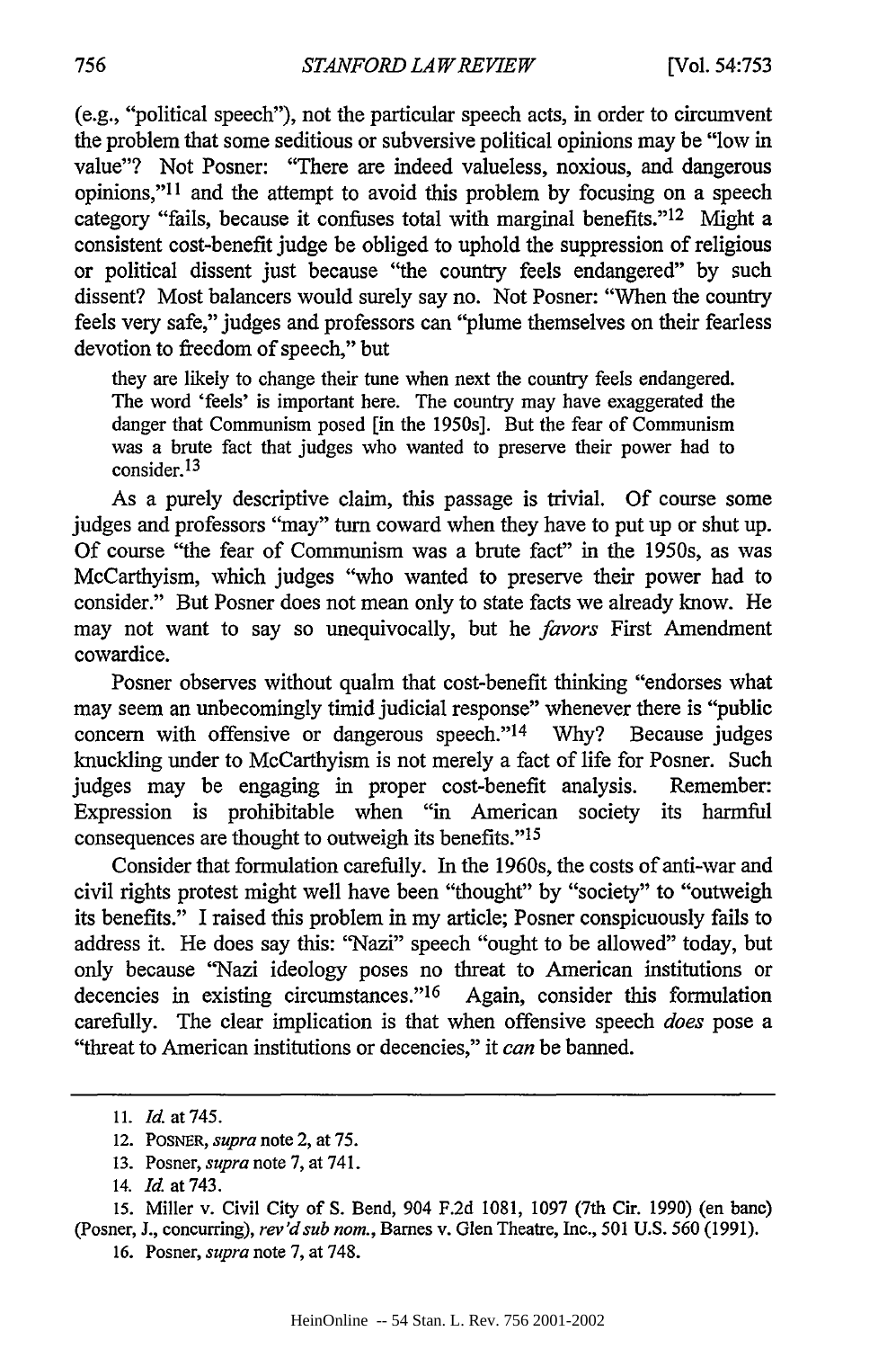(e.g., "political speech"), not the particular speech acts, in order to circumvent the problem that some seditious or subversive political opinions may be "low in value"? Not Posner: "There are indeed valueless, noxious, and dangerous opinions,"[11] and the attempt to avoid this problem by focusing on a speech category "fails, because it confuses total with marginal benefits."[12] Might a consistent cost-benefit judge be obliged to uphold the suppression of religious or political dissent just because "the country feels endangered" by such dissent? Most balancers would surely say no. Not Posner: "When the country feels very safe," judges and professors can "plume themselves on their fearless devotion to freedom of speech," but

> they are likely to change their tune when next the country feels endangered. The word 'feels' is important here. The country may have exaggerated the danger that Communism posed [in the 1950s]. But the fear of Communism was a brute fact that judges who wanted to preserve their power had to consider.[13]

As a purely descriptive claim, this passage is trivial. Of course some judges and professors "may" turn coward when they have to put up or shut up. Of course "the fear of Communism was a brute fact" in the 1950s, as was McCarthyism, which judges "who wanted to preserve their power had to consider." But Posner does not mean only to state facts we already know. He may not want to say so unequivocally, but he *favors* First Amendment cowardice.

Posner observes without qualm that cost-benefit thinking "endorses what may seem an unbecomingly timid judicial response" whenever there is "public concern with offensive or dangerous speech."[14] Why? Because judges knuckling under to McCarthyism is not merely a fact of life for Posner. Such judges may be engaging in proper cost-benefit analysis. Remember: Expression is prohibitable when "in American society its harmful consequences are thought to outweigh its benefits."[15]

Consider that formulation carefully. In the 1960s, the costs of anti-war and civil rights protest might well have been "thought" by "society" to "outweigh its benefits." I raised this problem in my article; Posner conspicuously fails to address it. He does say this: "Nazi" speech "ought to be allowed" today, but only because "Nazi ideology poses no threat to American institutions or decencies in existing circumstances."[16] Again, consider this formulation carefully. The clear implication is that when offensive speech *does* pose a "threat to American institutions or decencies," it *can* be banned.

---

11. *Id.* at 745.

12. POSNER, *supra* note 2, at 75.

13. Posner, *supra* note 7, at 741.

14. *Id.* at 743.

15. Miller v. Civil City of S. Bend, 904 F.2d 1081, 1097 (7th Cir. 1990) (en banc) (Posner, J., concurring), *rev'd sub nom.*, Barnes v. Glen Theatre, Inc., 501 U.S. 560 (1991).

16. Posner, *supra* note 7, at 748.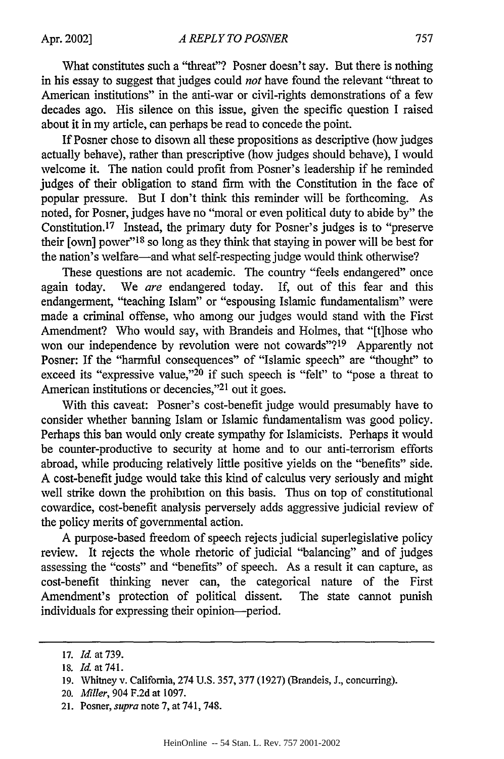What constitutes such a "threat"? Posner doesn't say. But there is nothing in his essay to suggest that judges could *not* have found the relevant "threat to American institutions" in the anti-war or civil-rights demonstrations of a few decades ago. His silence on this issue, given the specific question I raised about it in my article, can perhaps be read to concede the point.

If Posner chose to disown all these propositions as descriptive (how judges actually behave), rather than prescriptive (how judges should behave), I would welcome it. The nation could profit from Posner's leadership if he reminded judges of their obligation to stand firm with the Constitution in the face of popular pressure. But I don't think this reminder will be forthcoming. As noted, for Posner, judges have no "moral or even political duty to abide by" the Constitution.[17] Instead, the primary duty for Posner's judges is to "preserve their [own] power"[18] so long as they think that staying in power will be best for the nation's welfare—and what self-respecting judge would think otherwise?

These questions are not academic. The country "feels endangered" once again today. We *are* endangered today. If, out of this fear and this endangerment, "teaching Islam" or "espousing Islamic fundamentalism" were made a criminal offense, who among our judges would stand with the First Amendment? Who would say, with Brandeis and Holmes, that "[t]hose who won our independence by revolution were not cowards"?[19] Apparently not Posner: If the "harmful consequences" of "Islamic speech" are "thought" to exceed its "expressive value,"[20] if such speech is "felt" to "pose a threat to American institutions or decencies,"[21] out it goes.

With this caveat: Posner's cost-benefit judge would presumably have to consider whether banning Islam or Islamic fundamentalism was good policy. Perhaps this ban would only create sympathy for Islamicists. Perhaps it would be counter-productive to security at home and to our anti-terrorism efforts abroad, while producing relatively little positive yields on the "benefits" side. A cost-benefit judge would take this kind of calculus very seriously and might well strike down the prohibition on this basis. Thus on top of constitutional cowardice, cost-benefit analysis perversely adds aggressive judicial review of the policy merits of governmental action.

A purpose-based freedom of speech rejects judicial superlegislative policy review. It rejects the whole rhetoric of judicial "balancing" and of judges assessing the "costs" and "benefits" of speech. As a result it can capture, as cost-benefit thinking never can, the categorical nature of the First Amendment's protection of political dissent. The state cannot punish individuals for expressing their opinion—period.

---

17. *Id.* at 739.

18. *Id.* at 741.

19. Whitney v. California, 274 U.S. 357, 377 (1927) (Brandeis, J., concurring).

20. *Miller*, 904 F.2d at 1097.

21. Posner, *supra* note 7, at 741, 748.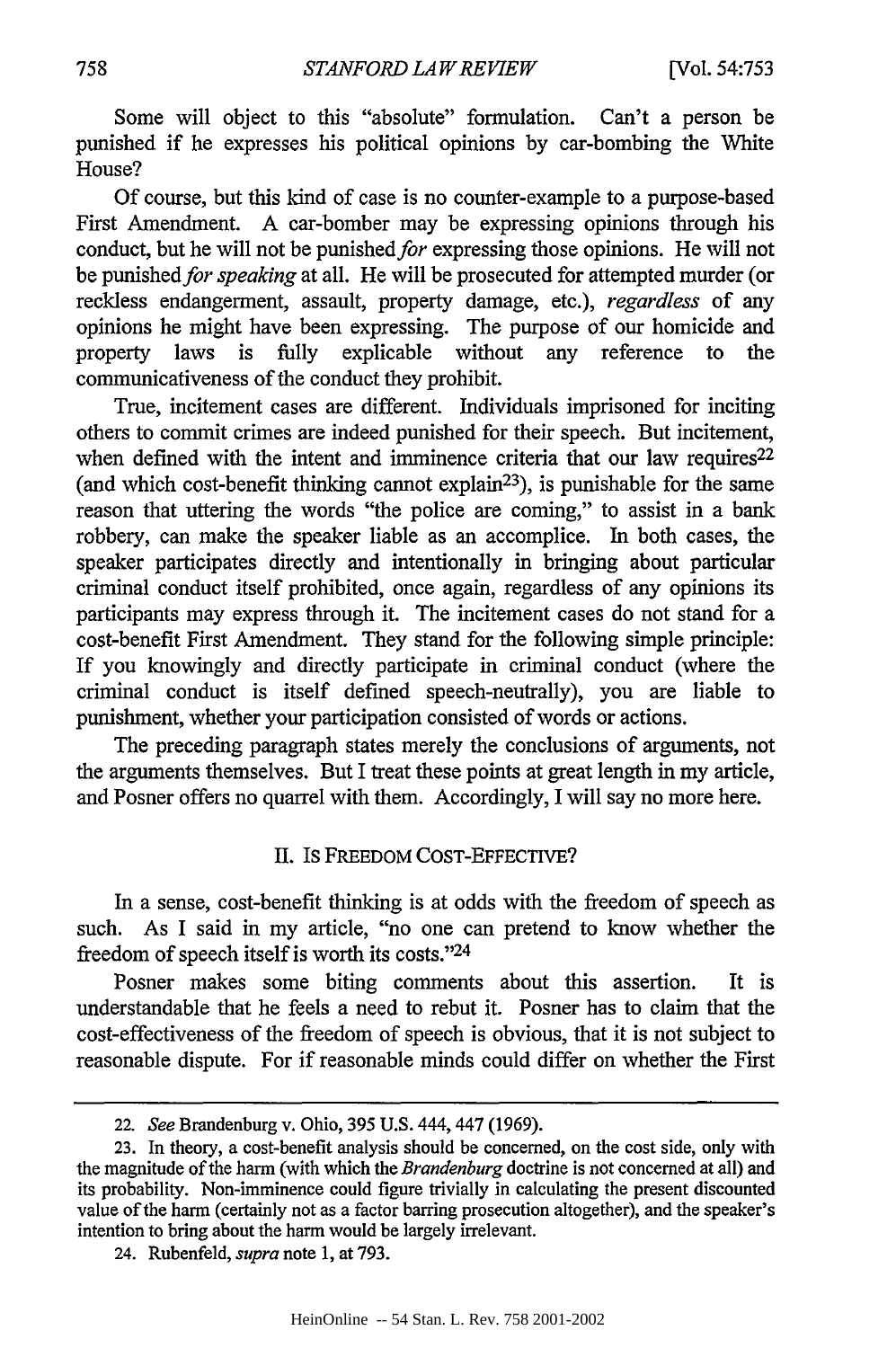Some will object to this "absolute" formulation. Can't a person be punished if he expresses his political opinions by car-bombing the White House?

Of course, but this kind of case is no counter-example to a purpose-based First Amendment. A car-bomber may be expressing opinions through his conduct, but he will not be punished *for* expressing those opinions. He will not be punished *for speaking* at all. He will be prosecuted for attempted murder (or reckless endangerment, assault, property damage, etc.), *regardless* of any opinions he might have been expressing. The purpose of our homicide and property laws is fully explicable without any reference to the communicativeness of the conduct they prohibit.

True, incitement cases are different. Individuals imprisoned for inciting others to commit crimes are indeed punished for their speech. But incitement, when defined with the intent and imminence criteria that our law requires[22] (and which cost-benefit thinking cannot explain[23]), is punishable for the same reason that uttering the words "the police are coming," to assist in a bank robbery, can make the speaker liable as an accomplice. In both cases, the speaker participates directly and intentionally in bringing about particular criminal conduct itself prohibited, once again, regardless of any opinions its participants may express through it. The incitement cases do not stand for a cost-benefit First Amendment. They stand for the following simple principle: If you knowingly and directly participate in criminal conduct (where the criminal conduct is itself defined speech-neutrally), you are liable to punishment, whether your participation consisted of words or actions.

The preceding paragraph states merely the conclusions of arguments, not the arguments themselves. But I treat these points at great length in my article, and Posner offers no quarrel with them. Accordingly, I will say no more here.

## II. IS FREEDOM COST-EFFECTIVE?

In a sense, cost-benefit thinking is at odds with the freedom of speech as such. As I said in my article, "no one can pretend to know whether the freedom of speech itself is worth its costs."[24]

Posner makes some biting comments about this assertion. It is understandable that he feels a need to rebut it. Posner has to claim that the cost-effectiveness of the freedom of speech is obvious, that it is not subject to reasonable dispute. For if reasonable minds could differ on whether the First

---

22. *See* Brandenburg v. Ohio, 395 U.S. 444, 447 (1969).

23. In theory, a cost-benefit analysis should be concerned, on the cost side, only with the magnitude of the harm (with which the *Brandenburg* doctrine is not concerned at all) and its probability. Non-imminence could figure trivially in calculating the present discounted value of the harm (certainly not as a factor barring prosecution altogether), and the speaker's intention to bring about the harm would be largely irrelevant.

24. Rubenfeld, *supra* note 1, at 793.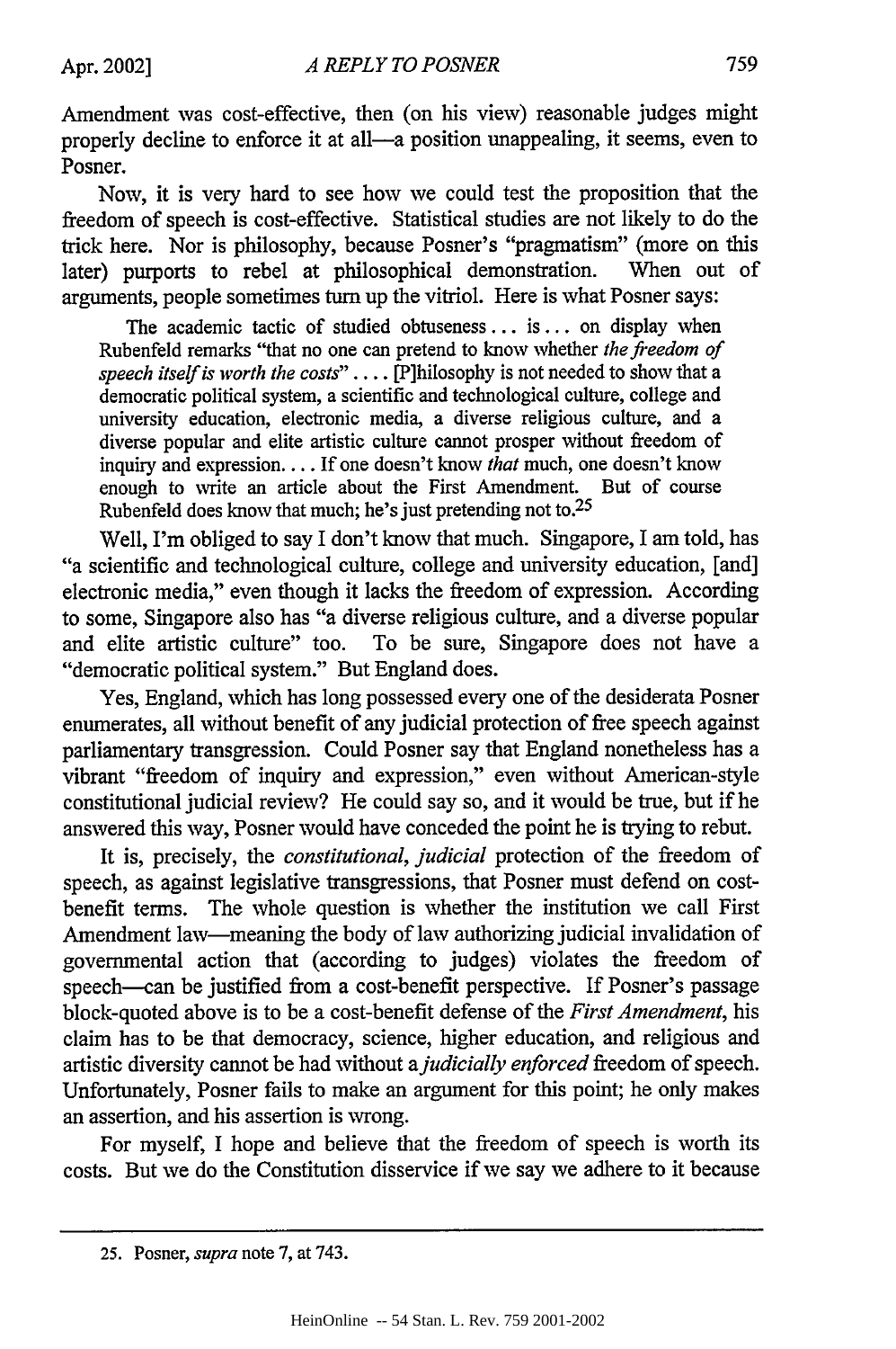Amendment was cost-effective, then (on his view) reasonable judges might properly decline to enforce it at all—a position unappealing, it seems, even to Posner.

Now, it is very hard to see how we could test the proposition that the freedom of speech is cost-effective. Statistical studies are not likely to do the trick here. Nor is philosophy, because Posner's "pragmatism" (more on this later) purports to rebel at philosophical demonstration. When out of arguments, people sometimes turn up the vitriol. Here is what Posner says:

> The academic tactic of studied obtuseness . . . is . . . on display when Rubenfeld remarks "that no one can pretend to know whether *the freedom of speech itself is worth the costs*" . . . . [P]hilosophy is not needed to show that a democratic political system, a scientific and technological culture, college and university education, electronic media, a diverse religious culture, and a diverse popular and elite artistic culture cannot prosper without freedom of inquiry and expression. . . . If one doesn't know *that* much, one doesn't know enough to write an article about the First Amendment. But of course Rubenfeld does know that much; he's just pretending not to.[25]

Well, I'm obliged to say I don't know that much. Singapore, I am told, has "a scientific and technological culture, college and university education, [and] electronic media," even though it lacks the freedom of expression. According to some, Singapore also has "a diverse religious culture, and a diverse popular and elite artistic culture" too. To be sure, Singapore does not have a "democratic political system." But England does.

Yes, England, which has long possessed every one of the desiderata Posner enumerates, all without benefit of any judicial protection of free speech against parliamentary transgression. Could Posner say that England nonetheless has a vibrant "freedom of inquiry and expression," even without American-style constitutional judicial review? He could say so, and it would be true, but if he answered this way, Posner would have conceded the point he is trying to rebut.

It is, precisely, the *constitutional*, *judicial* protection of the freedom of speech, as against legislative transgressions, that Posner must defend on cost-benefit terms. The whole question is whether the institution we call First Amendment law—meaning the body of law authorizing judicial invalidation of governmental action that (according to judges) violates the freedom of speech—can be justified from a cost-benefit perspective. If Posner's passage block-quoted above is to be a cost-benefit defense of the *First Amendment*, his claim has to be that democracy, science, higher education, and religious and artistic diversity cannot be had without a *judicially enforced* freedom of speech. Unfortunately, Posner fails to make an argument for this point; he only makes an assertion, and his assertion is wrong.

For myself, I hope and believe that the freedom of speech is worth its costs. But we do the Constitution disservice if we say we adhere to it because

---

25. Posner, *supra* note 7, at 743.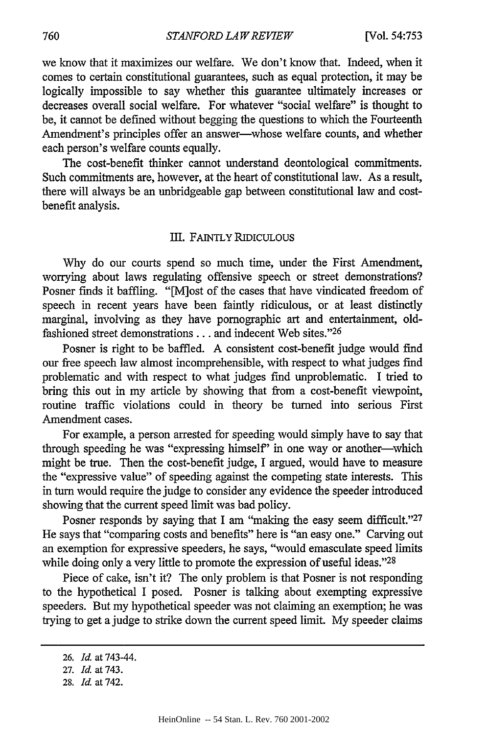we know that it maximizes our welfare. We don't know that. Indeed, when it comes to certain constitutional guarantees, such as equal protection, it may be logically impossible to say whether this guarantee ultimately increases or decreases overall social welfare. For whatever "social welfare" is thought to be, it cannot be defined without begging the questions to which the Fourteenth Amendment's principles offer an answer—whose welfare counts, and whether each person's welfare counts equally.

The cost-benefit thinker cannot understand deontological commitments. Such commitments are, however, at the heart of constitutional law. As a result, there will always be an unbridgeable gap between constitutional law and cost-benefit analysis.

## III. FAINTLY RIDICULOUS

Why do our courts spend so much time, under the First Amendment, worrying about laws regulating offensive speech or street demonstrations? Posner finds it baffling. "[M]ost of the cases that have vindicated freedom of speech in recent years have been faintly ridiculous, or at least distinctly marginal, involving as they have pornographic art and entertainment, old-fashioned street demonstrations . . . and indecent Web sites."[26]

Posner is right to be baffled. A consistent cost-benefit judge would find our free speech law almost incomprehensible, with respect to what judges find problematic and with respect to what judges find unproblematic. I tried to bring this out in my article by showing that from a cost-benefit viewpoint, routine traffic violations could in theory be turned into serious First Amendment cases.

For example, a person arrested for speeding would simply have to say that through speeding he was "expressing himself" in one way or another—which might be true. Then the cost-benefit judge, I argued, would have to measure the "expressive value" of speeding against the competing state interests. This in turn would require the judge to consider any evidence the speeder introduced showing that the current speed limit was bad policy.

Posner responds by saying that I am "making the easy seem difficult."[27] He says that "comparing costs and benefits" here is "an easy one." Carving out an exemption for expressive speeders, he says, "would emasculate speed limits while doing only a very little to promote the expression of useful ideas."[28]

Piece of cake, isn't it? The only problem is that Posner is not responding to the hypothetical I posed. Posner is talking about exempting expressive speeders. But my hypothetical speeder was not claiming an exemption; he was trying to get a judge to strike down the current speed limit. My speeder claims

---

26. *Id.* at 743-44.

27. *Id.* at 743.

28. *Id.* at 742.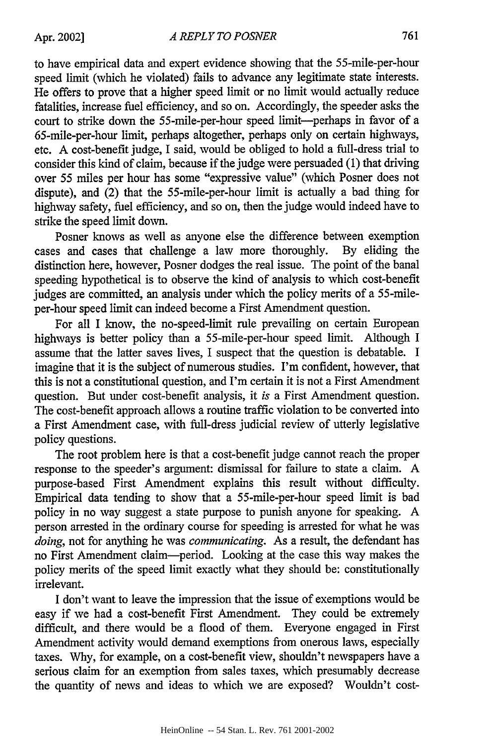to have empirical data and expert evidence showing that the 55-mile-per-hour speed limit (which he violated) fails to advance any legitimate state interests. He offers to prove that a higher speed limit or no limit would actually reduce fatalities, increase fuel efficiency, and so on. Accordingly, the speeder asks the court to strike down the 55-mile-per-hour speed limit—perhaps in favor of a 65-mile-per-hour limit, perhaps altogether, perhaps only on certain highways, etc. A cost-benefit judge, I said, would be obliged to hold a full-dress trial to consider this kind of claim, because if the judge were persuaded (1) that driving over 55 miles per hour has some "expressive value" (which Posner does not dispute), and (2) that the 55-mile-per-hour limit is actually a bad thing for highway safety, fuel efficiency, and so on, then the judge would indeed have to strike the speed limit down.

Posner knows as well as anyone else the difference between exemption cases and cases that challenge a law more thoroughly. By eliding the distinction here, however, Posner dodges the real issue. The point of the banal speeding hypothetical is to observe the kind of analysis to which cost-benefit judges are committed, an analysis under which the policy merits of a 55-mile-per-hour speed limit can indeed become a First Amendment question.

For all I know, the no-speed-limit rule prevailing on certain European highways is better policy than a 55-mile-per-hour speed limit. Although I assume that the latter saves lives, I suspect that the question is debatable. I imagine that it is the subject of numerous studies. I'm confident, however, that this is not a constitutional question, and I'm certain it is not a First Amendment question. But under cost-benefit analysis, it *is* a First Amendment question. The cost-benefit approach allows a routine traffic violation to be converted into a First Amendment case, with full-dress judicial review of utterly legislative policy questions.

The root problem here is that a cost-benefit judge cannot reach the proper response to the speeder's argument: dismissal for failure to state a claim. A purpose-based First Amendment explains this result without difficulty. Empirical data tending to show that a 55-mile-per-hour speed limit is bad policy in no way suggest a state purpose to punish anyone for speaking. A person arrested in the ordinary course for speeding is arrested for what he was *doing*, not for anything he was *communicating*. As a result, the defendant has no First Amendment claim—period. Looking at the case this way makes the policy merits of the speed limit exactly what they should be: constitutionally irrelevant.

I don't want to leave the impression that the issue of exemptions would be easy if we had a cost-benefit First Amendment. They could be extremely difficult, and there would be a flood of them. Everyone engaged in First Amendment activity would demand exemptions from onerous laws, especially taxes. Why, for example, on a cost-benefit view, shouldn't newspapers have a serious claim for an exemption from sales taxes, which presumably decrease the quantity of news and ideas to which we are exposed? Wouldn't cost-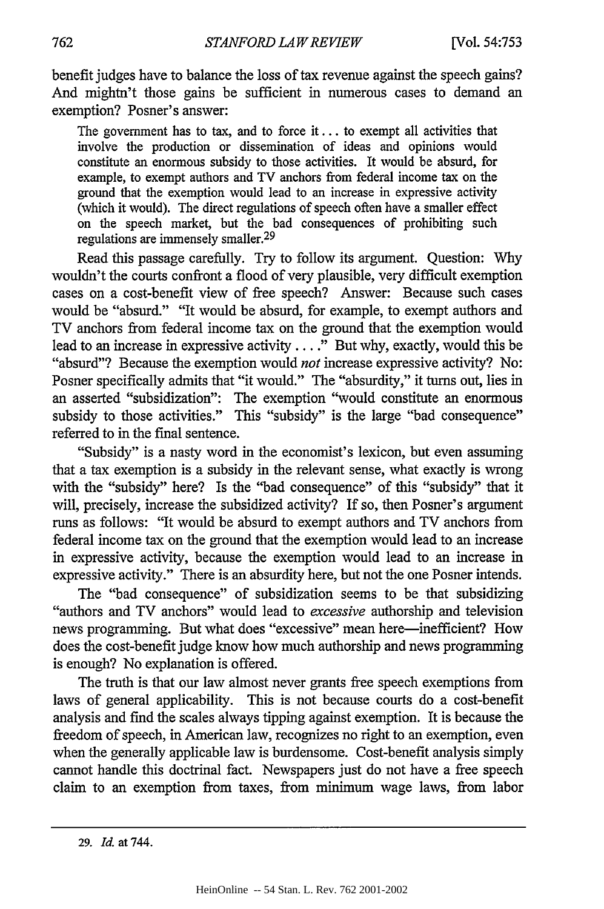benefit judges have to balance the loss of tax revenue against the speech gains? And mightn't those gains be sufficient in numerous cases to demand an exemption? Posner's answer:

> The government has to tax, and to force it . . . to exempt all activities that involve the production or dissemination of ideas and opinions would constitute an enormous subsidy to those activities. It would be absurd, for example, to exempt authors and TV anchors from federal income tax on the ground that the exemption would lead to an increase in expressive activity (which it would). The direct regulations of speech often have a smaller effect on the speech market, but the bad consequences of prohibiting such regulations are immensely smaller.[29]

Read this passage carefully. Try to follow its argument. Question: Why wouldn't the courts confront a flood of very plausible, very difficult exemption cases on a cost-benefit view of free speech? Answer: Because such cases would be "absurd." "It would be absurd, for example, to exempt authors and TV anchors from federal income tax on the ground that the exemption would lead to an increase in expressive activity . . . ." But why, exactly, would this be "absurd"? Because the exemption would *not* increase expressive activity? No: Posner specifically admits that "it would." The "absurdity," it turns out, lies in an asserted "subsidization": The exemption "would constitute an enormous subsidy to those activities." This "subsidy" is the large "bad consequence" referred to in the final sentence.

"Subsidy" is a nasty word in the economist's lexicon, but even assuming that a tax exemption is a subsidy in the relevant sense, what exactly is wrong with the "subsidy" here? Is the "bad consequence" of this "subsidy" that it will, precisely, increase the subsidized activity? If so, then Posner's argument runs as follows: "It would be absurd to exempt authors and TV anchors from federal income tax on the ground that the exemption would lead to an increase in expressive activity, because the exemption would lead to an increase in expressive activity." There is an absurdity here, but not the one Posner intends.

The "bad consequence" of subsidization seems to be that subsidizing "authors and TV anchors" would lead to *excessive* authorship and television news programming. But what does "excessive" mean here—inefficient? How does the cost-benefit judge know how much authorship and news programming is enough? No explanation is offered.

The truth is that our law almost never grants free speech exemptions from laws of general applicability. This is not because courts do a cost-benefit analysis and find the scales always tipping against exemption. It is because the freedom of speech, in American law, recognizes no right to an exemption, even when the generally applicable law is burdensome. Cost-benefit analysis simply cannot handle this doctrinal fact. Newspapers just do not have a free speech claim to an exemption from taxes, from minimum wage laws, from labor

---

29. *Id.* at 744.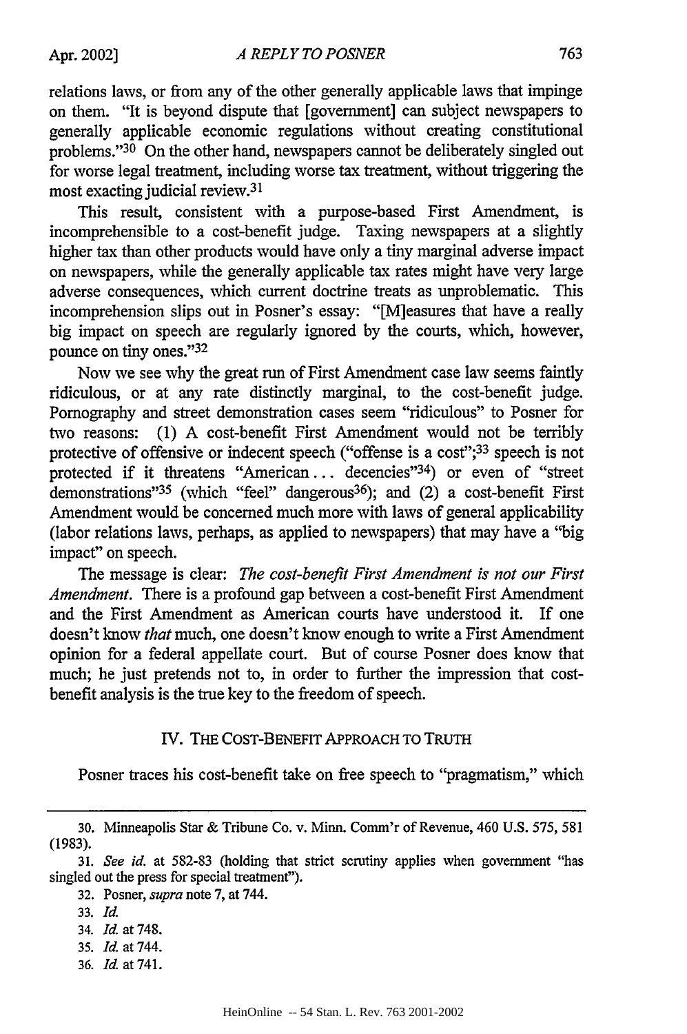relations laws, or from any of the other generally applicable laws that impinge on them. "It is beyond dispute that [government] can subject newspapers to generally applicable economic regulations without creating constitutional problems."[30] On the other hand, newspapers cannot be deliberately singled out for worse legal treatment, including worse tax treatment, without triggering the most exacting judicial review.[31]

This result, consistent with a purpose-based First Amendment, is incomprehensible to a cost-benefit judge. Taxing newspapers at a slightly higher tax than other products would have only a tiny marginal adverse impact on newspapers, while the generally applicable tax rates might have very large adverse consequences, which current doctrine treats as unproblematic. This incomprehension slips out in Posner's essay: "[M]easures that have a really big impact on speech are regularly ignored by the courts, which, however, pounce on tiny ones."[32]

Now we see why the great run of First Amendment case law seems faintly ridiculous, or at any rate distinctly marginal, to the cost-benefit judge. Pornography and street demonstration cases seem "ridiculous" to Posner for two reasons: (1) A cost-benefit First Amendment would not be terribly protective of offensive or indecent speech ("offense is a cost";[33] speech is not protected if it threatens "American ... decencies"[34]) or even of "street demonstrations"[35] (which "feel" dangerous[36]); and (2) a cost-benefit First Amendment would be concerned much more with laws of general applicability (labor relations laws, perhaps, as applied to newspapers) that may have a "big impact" on speech.

The message is clear: *The cost-benefit First Amendment is not our First Amendment*. There is a profound gap between a cost-benefit First Amendment and the First Amendment as American courts have understood it. If one doesn't know *that* much, one doesn't know enough to write a First Amendment opinion for a federal appellate court. But of course Posner does know that much; he just pretends not to, in order to further the impression that cost-benefit analysis is the true key to the freedom of speech.

## IV. THE COST-BENEFIT APPROACH TO TRUTH

Posner traces his cost-benefit take on free speech to "pragmatism," which

---

30. Minneapolis Star & Tribune Co. v. Minn. Comm'r of Revenue, 460 U.S. 575, 581 (1983).

31. *See id.* at 582-83 (holding that strict scrutiny applies when government "has singled out the press for special treatment").

32. Posner, *supra* note 7, at 744.

33. *Id.*

34. *Id.* at 748.

35. *Id.* at 744.

36. *Id.* at 741.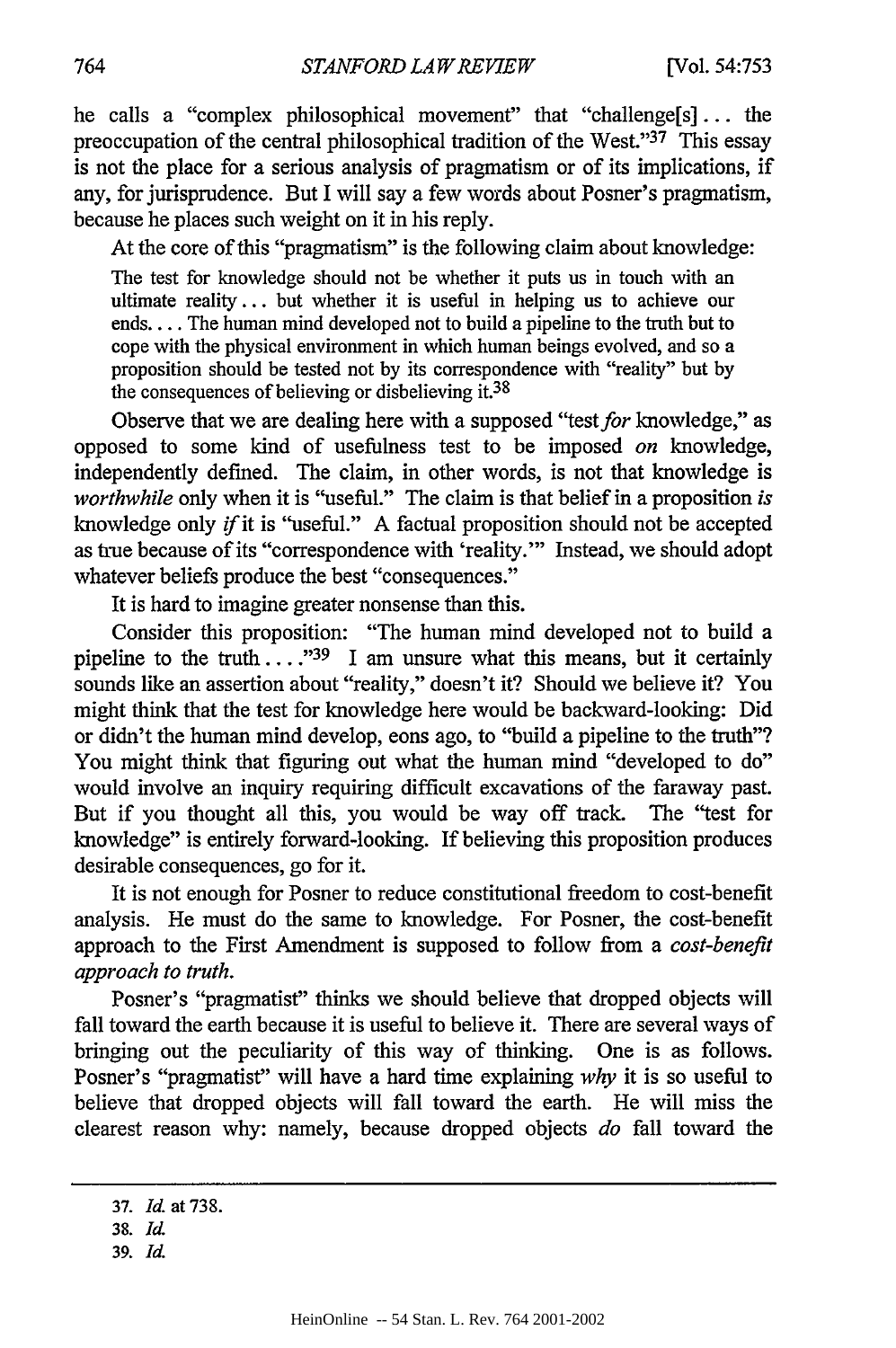he calls a "complex philosophical movement" that "challenge[s] ... the preoccupation of the central philosophical tradition of the West."[37] This essay is not the place for a serious analysis of pragmatism or of its implications, if any, for jurisprudence. But I will say a few words about Posner's pragmatism, because he places such weight on it in his reply.

At the core of this "pragmatism" is the following claim about knowledge:

> The test for knowledge should not be whether it puts us in touch with an ultimate reality ... but whether it is useful in helping us to achieve our ends.... The human mind developed not to build a pipeline to the truth but to cope with the physical environment in which human beings evolved, and so a proposition should be tested not by its correspondence with "reality" but by the consequences of believing or disbelieving it.[38]

Observe that we are dealing here with a supposed "test *for* knowledge," as opposed to some kind of usefulness test to be imposed *on* knowledge, independently defined. The claim, in other words, is not that knowledge is *worthwhile* only when it is "useful." The claim is that belief in a proposition *is* knowledge only *if* it is "useful." A factual proposition should not be accepted as true because of its "correspondence with 'reality.'" Instead, we should adopt whatever beliefs produce the best "consequences."

It is hard to imagine greater nonsense than this.

Consider this proposition: "The human mind developed not to build a pipeline to the truth ...."[39] I am unsure what this means, but it certainly sounds like an assertion about "reality," doesn't it? Should we believe it? You might think that the test for knowledge here would be backward-looking: Did or didn't the human mind develop, eons ago, to "build a pipeline to the truth"? You might think that figuring out what the human mind "developed to do" would involve an inquiry requiring difficult excavations of the faraway past. But if you thought all this, you would be way off track. The "test for knowledge" is entirely forward-looking. If believing this proposition produces desirable consequences, go for it.

It is not enough for Posner to reduce constitutional freedom to cost-benefit analysis. He must do the same to knowledge. For Posner, the cost-benefit approach to the First Amendment is supposed to follow from a *cost-benefit approach to truth.*

Posner's "pragmatist" thinks we should believe that dropped objects will fall toward the earth because it is useful to believe it. There are several ways of bringing out the peculiarity of this way of thinking. One is as follows. Posner's "pragmatist" will have a hard time explaining *why* it is so useful to believe that dropped objects will fall toward the earth. He will miss the clearest reason why: namely, because dropped objects *do* fall toward the

---

37. *Id.* at 738.

38. *Id.*

39. *Id.*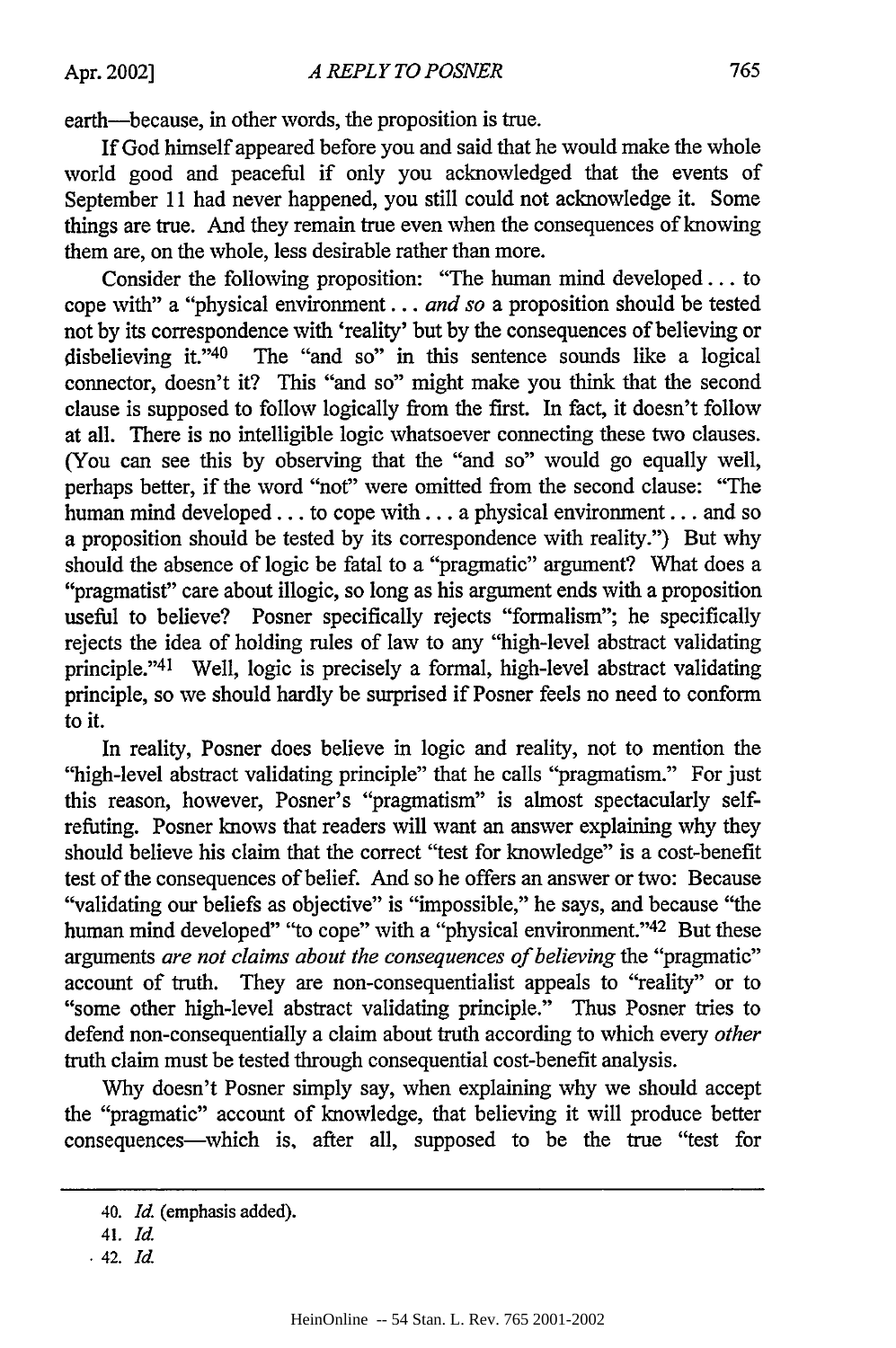earth—because, in other words, the proposition is true.

If God himself appeared before you and said that he would make the whole world good and peaceful if only you acknowledged that the events of September 11 had never happened, you still could not acknowledge it. Some things are true. And they remain true even when the consequences of knowing them are, on the whole, less desirable rather than more.

Consider the following proposition: "The human mind developed . . . to cope with" a "physical environment . . . *and so* a proposition should be tested not by its correspondence with 'reality' but by the consequences of believing or disbelieving it."[40] The "and so" in this sentence sounds like a logical connector, doesn't it? This "and so" might make you think that the second clause is supposed to follow logically from the first. In fact, it doesn't follow at all. There is no intelligible logic whatsoever connecting these two clauses. (You can see this by observing that the "and so" would go equally well, perhaps better, if the word "not" were omitted from the second clause: "The human mind developed . . . to cope with . . . a physical environment . . . and so a proposition should be tested by its correspondence with reality.") But why should the absence of logic be fatal to a "pragmatic" argument? What does a "pragmatist" care about illogic, so long as his argument ends with a proposition useful to believe? Posner specifically rejects "formalism"; he specifically rejects the idea of holding rules of law to any "high-level abstract validating principle."[41] Well, logic is precisely a formal, high-level abstract validating principle, so we should hardly be surprised if Posner feels no need to conform to it.

In reality, Posner does believe in logic and reality, not to mention the "high-level abstract validating principle" that he calls "pragmatism." For just this reason, however, Posner's "pragmatism" is almost spectacularly self-refuting. Posner knows that readers will want an answer explaining why they should believe his claim that the correct "test for knowledge" is a cost-benefit test of the consequences of belief. And so he offers an answer or two: Because "validating our beliefs as objective" is "impossible," he says, and because "the human mind developed" "to cope" with a "physical environment."[42] But these arguments *are not claims about the consequences of believing* the "pragmatic" account of truth. They are non-consequentialist appeals to "reality" or to "some other high-level abstract validating principle." Thus Posner tries to defend non-consequentially a claim about truth according to which every *other* truth claim must be tested through consequential cost-benefit analysis.

Why doesn't Posner simply say, when explaining why we should accept the "pragmatic" account of knowledge, that believing it will produce better consequences—which is, after all, supposed to be the true "test for

---

40. *Id.* (emphasis added).

41. *Id.*

42. *Id.*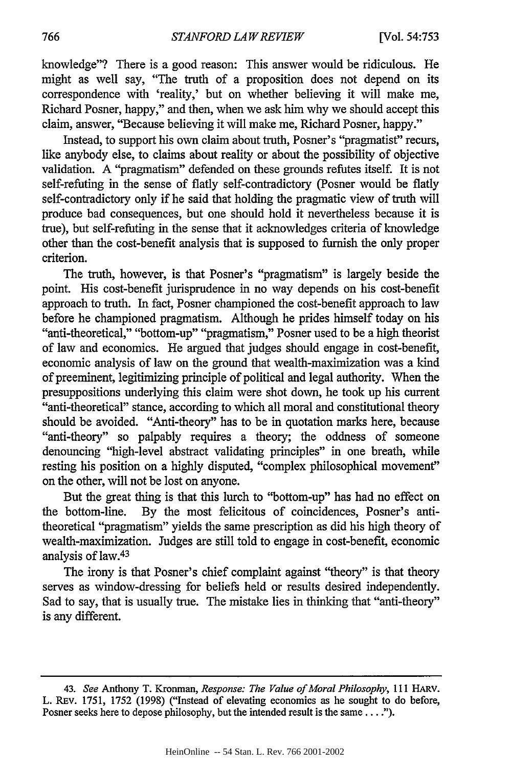knowledge"? There is a good reason: This answer would be ridiculous. He might as well say, "The truth of a proposition does not depend on its correspondence with 'reality,' but on whether believing it will make me, Richard Posner, happy," and then, when we ask him why we should accept this claim, answer, "Because believing it will make me, Richard Posner, happy."

Instead, to support his own claim about truth, Posner's "pragmatist" recurs, like anybody else, to claims about reality or about the possibility of objective validation. A "pragmatism" defended on these grounds refutes itself. It is not self-refuting in the sense of flatly self-contradictory (Posner would be flatly self-contradictory only if he said that holding the pragmatic view of truth will produce bad consequences, but one should hold it nevertheless because it is true), but self-refuting in the sense that it acknowledges criteria of knowledge other than the cost-benefit analysis that is supposed to furnish the only proper criterion.

The truth, however, is that Posner's "pragmatism" is largely beside the point. His cost-benefit jurisprudence in no way depends on his cost-benefit approach to truth. In fact, Posner championed the cost-benefit approach to law before he championed pragmatism. Although he prides himself today on his "anti-theoretical," "bottom-up" "pragmatism," Posner used to be a high theorist of law and economics. He argued that judges should engage in cost-benefit, economic analysis of law on the ground that wealth-maximization was a kind of preeminent, legitimizing principle of political and legal authority. When the presuppositions underlying this claim were shot down, he took up his current "anti-theoretical" stance, according to which all moral and constitutional theory should be avoided. "Anti-theory" has to be in quotation marks here, because "anti-theory" so palpably requires a theory; the oddness of someone denouncing "high-level abstract validating principles" in one breath, while resting his position on a highly disputed, "complex philosophical movement" on the other, will not be lost on anyone.

But the great thing is that this lurch to "bottom-up" has had no effect on the bottom-line. By the most felicitous of coincidences, Posner's anti-theoretical "pragmatism" yields the same prescription as did his high theory of wealth-maximization. Judges are still told to engage in cost-benefit, economic analysis of law.[43]

The irony is that Posner's chief complaint against "theory" is that theory serves as window-dressing for beliefs held or results desired independently. Sad to say, that is usually true. The mistake lies in thinking that "anti-theory" is any different.

---

43. *See* Anthony T. Kronman, *Response: The Value of Moral Philosophy*, 111 HARV. L. REV. 1751, 1752 (1998) ("Instead of elevating economics as he sought to do before, Posner seeks here to depose philosophy, but the intended result is the same . . . .").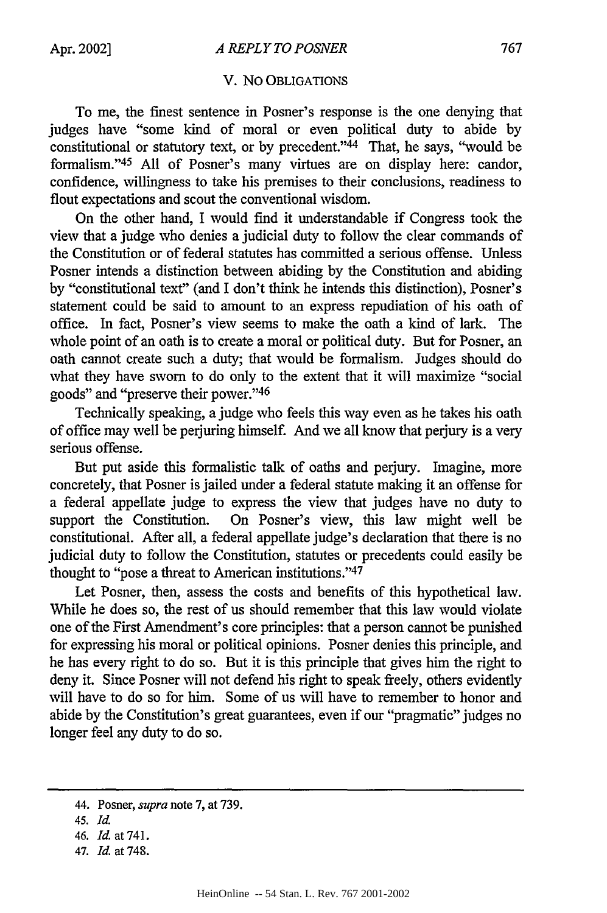## V. NO OBLIGATIONS

To me, the finest sentence in Posner's response is the one denying that judges have "some kind of moral or even political duty to abide by constitutional or statutory text, or by precedent."[44] That, he says, "would be formalism."[45] All of Posner's many virtues are on display here: candor, confidence, willingness to take his premises to their conclusions, readiness to flout expectations and scout the conventional wisdom.

On the other hand, I would find it understandable if Congress took the view that a judge who denies a judicial duty to follow the clear commands of the Constitution or of federal statutes has committed a serious offense. Unless Posner intends a distinction between abiding by the Constitution and abiding by "constitutional text" (and I don't think he intends this distinction), Posner's statement could be said to amount to an express repudiation of his oath of office. In fact, Posner's view seems to make the oath a kind of lark. The whole point of an oath is to create a moral or political duty. But for Posner, an oath cannot create such a duty; that would be formalism. Judges should do what they have sworn to do only to the extent that it will maximize "social goods" and "preserve their power."[46]

Technically speaking, a judge who feels this way even as he takes his oath of office may well be perjuring himself. And we all know that perjury is a very serious offense.

But put aside this formalistic talk of oaths and perjury. Imagine, more concretely, that Posner is jailed under a federal statute making it an offense for a federal appellate judge to express the view that judges have no duty to support the Constitution. On Posner's view, this law might well be constitutional. After all, a federal appellate judge's declaration that there is no judicial duty to follow the Constitution, statutes or precedents could easily be thought to "pose a threat to American institutions."[47]

Let Posner, then, assess the costs and benefits of this hypothetical law. While he does so, the rest of us should remember that this law would violate one of the First Amendment's core principles: that a person cannot be punished for expressing his moral or political opinions. Posner denies this principle, and he has every right to do so. But it is this principle that gives him the right to deny it. Since Posner will not defend his right to speak freely, others evidently will have to do so for him. Some of us will have to remember to honor and abide by the Constitution's great guarantees, even if our "pragmatic" judges no longer feel any duty to do so.

---

44. Posner, *supra* note 7, at 739.

45. *Id.*

46. *Id.* at 741.

47. *Id.* at 748.